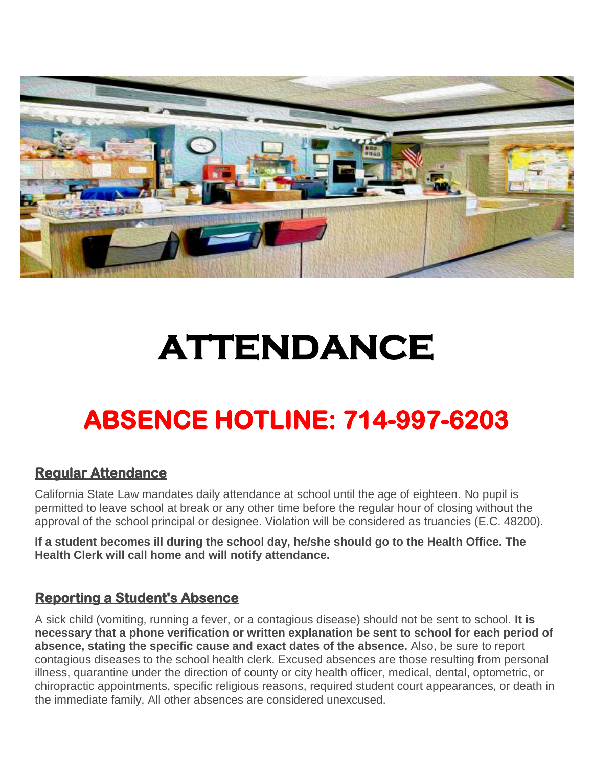# ATTENDANCE

## ABSENCE HOTLINE: 714-997-6203

### Regular Attendance

California State Law mandates daily attendance at school until the age of eighteen. No pupil is permitted to leave school at break or any other time before the regular hour of closing without the approval of the school principal or designee. Violation will be considered as truancies (E.C. 48200).

**If a student becomes ill during the school day, he/she should go to the Health Office. The Health Clerk will call home and will notify attendance.**

### Reporting a Student's Absence

A sick child (vomiting, running a fever, or a contagious disease) should not be sent to school. **It is necessary that a phone verification or written explanation be sent to school for each period of absence, stating the specific cause and exact dates of the absence.** Also, be sure to report contagious diseases to the school health clerk. Excused absences are those resulting from personal illness, quarantine under the direction of county or city health officer, medical, dental, optometric, or chiropractic appointments, specific religious reasons, required student court appearances, or death in the immediate family. All other absences are considered unexcused.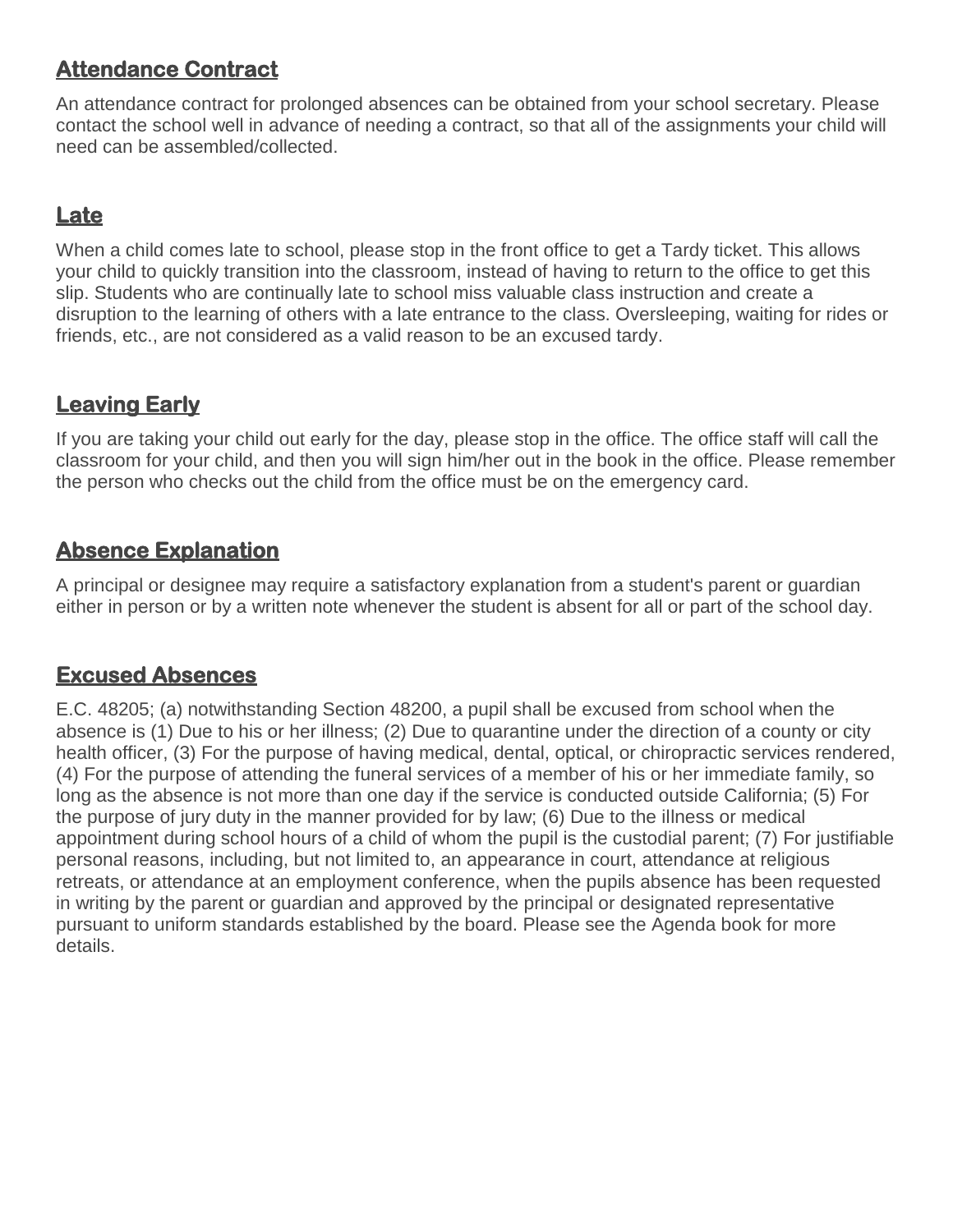## Attendance Contract

An attendance contract for prolonged absences can be obtained from your school secretary. Please contact the school well in advance of needing a contract, so that all of the assignments your child will need can be assembled/collected.

## Late

When a child comes late to school, please stop in the front office to get a Tardy ticket. This allows your child to quickly transition into the classroom, instead of having to return to the office to get this slip. Students who are continually late to school miss valuable class instruction and create a disruption to the learning of others with a late entrance to the class. Oversleeping, waiting for rides or friends, etc., are not considered as a valid reason to be an excused tardy.

## Leaving Early

If you are taking your child out early for the day, please stop in the office. The office staff will call the classroom for your child, and then you will sign him/her out in the book in the office. Please remember the person who checks out the child from the office must be on the emergency card.

## Absence Explanation

A principal or designee may require a satisfactory explanation from a student's parent or guardian either in person or by a written note whenever the student is absent for all or part of the school day.

## Excused Absences

E.C. 48205; (a) notwithstanding Section 48200, a pupil shall be excused from school when the absence is (1) Due to his or her illness; (2) Due to quarantine under the direction of a county or city health officer, (3) For the purpose of having medical, dental, optical, or chiropractic services rendered, (4) For the purpose of attending the funeral services of a member of his or her immediate family, so long as the absence is not more than one day if the service is conducted outside California; (5) For the purpose of jury duty in the manner provided for by law; (6) Due to the illness or medical appointment during school hours of a child of whom the pupil is the custodial parent; (7) For justifiable personal reasons, including, but not limited to, an appearance in court, attendance at religious retreats, or attendance at an employment conference, when the pupils absence has been requested in writing by the parent or guardian and approved by the principal or designated representative pursuant to uniform standards established by the board. Please see the Agenda book for more details.